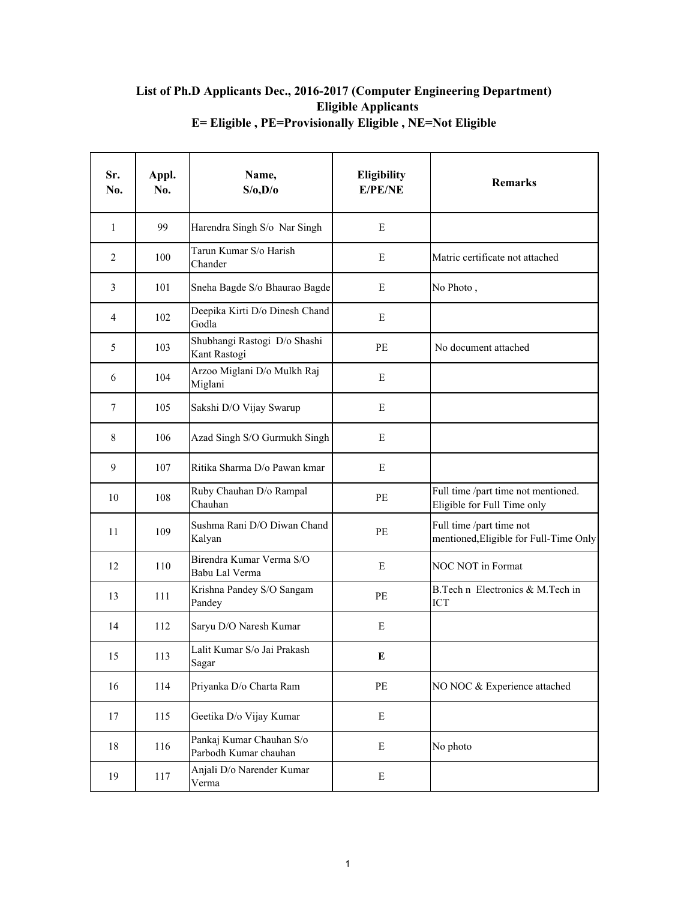# List of Ph.D Applicants Dec., 2016-2017 (Computer Engineering Department)

## Eligible Applicants

## E= Eligible , PE=Provisionally Eligible , NE=Not Eligible

| Sr. No. | Appl. No. | Name, S/o,D/o | Eligibility E/PE/NE | Remarks |
|---|---|---|---|---|
| 1 | 99 | Harendra Singh S/o Nar Singh | E | |
| 2 | 100 | Tarun Kumar S/o Harish Chander | E | Matric certificate not attached |
| 3 | 101 | Sneha Bagde S/o Bhaurao Bagde | E | No Photo , |
| 4 | 102 | Deepika Kirti D/o Dinesh Chand Godla | E | |
| 5 | 103 | Shubhangi Rastogi D/o Shashi Kant Rastogi | PE | No document attached |
| 6 | 104 | Arzoo Miglani D/o Mulkh Raj Miglani | E | |
| 7 | 105 | Sakshi D/O Vijay Swarup | E | |
| 8 | 106 | Azad Singh S/O Gurmukh Singh | E | |
| 9 | 107 | Ritika Sharma D/o Pawan kmar | E | |
| 10 | 108 | Ruby Chauhan D/o Rampal Chauhan | PE | Full time /part time not mentioned. Eligible for Full Time only |
| 11 | 109 | Sushma Rani D/O Diwan Chand Kalyan | PE | Full time /part time not mentioned,Eligible for Full-Time Only |
| 12 | 110 | Birendra Kumar Verma S/O Babu Lal Verma | E | NOC NOT in Format |
| 13 | 111 | Krishna Pandey S/O Sangam Pandey | PE | B.Tech n Electronics & M.Tech in ICT |
| 14 | 112 | Saryu D/O Naresh Kumar | E | |
| 15 | 113 | Lalit Kumar S/o Jai Prakash Sagar | **E** | |
| 16 | 114 | Priyanka D/o Charta Ram | PE | NO NOC & Experience attached |
| 17 | 115 | Geetika D/o Vijay Kumar | E | |
| 18 | 116 | Pankaj Kumar Chauhan S/o Parbodh Kumar chauhan | E | No photo |
| 19 | 117 | Anjali D/o Narender Kumar Verma | E | |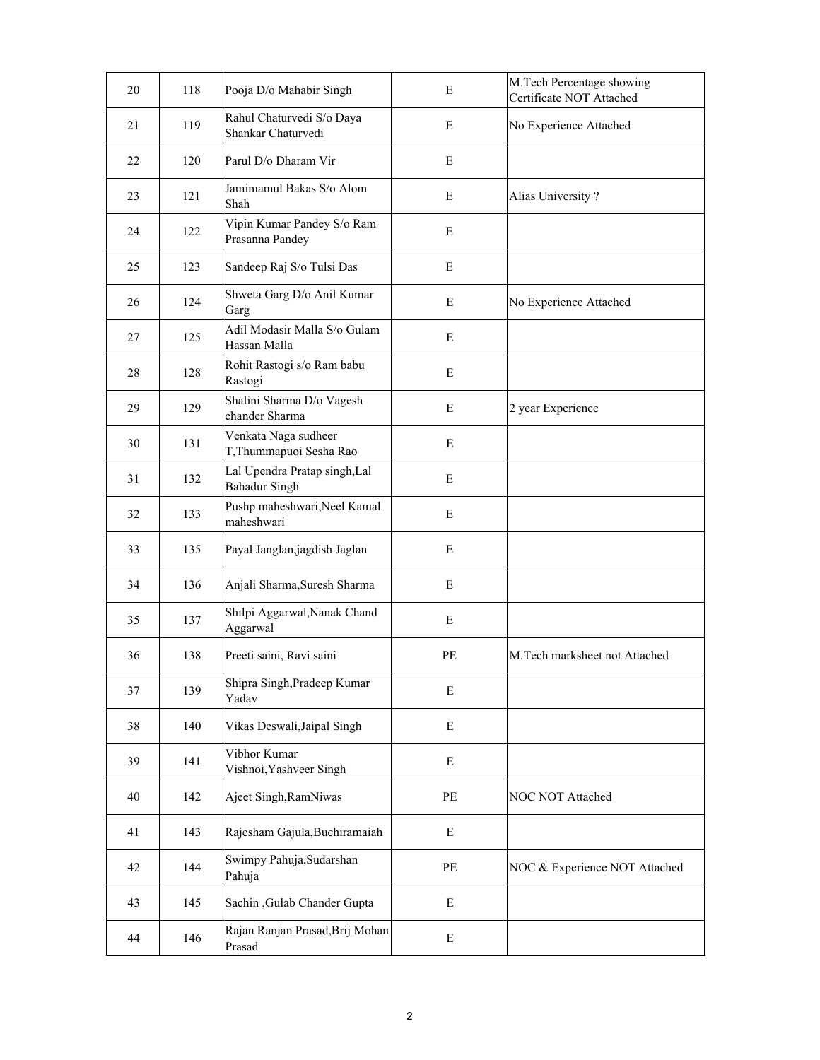| | | | | |
|---|---|---|---|---|
| 20 | 118 | Pooja D/o Mahabir Singh | E | M.Tech Percentage showing Certificate NOT Attached |
| 21 | 119 | Rahul Chaturvedi S/o Daya Shankar Chaturvedi | E | No Experience Attached |
| 22 | 120 | Parul D/o Dharam Vir | E | |
| 23 | 121 | Jamimamul Bakas S/o Alom Shah | E | Alias University ? |
| 24 | 122 | Vipin Kumar Pandey S/o Ram Prasanna Pandey | E | |
| 25 | 123 | Sandeep Raj S/o Tulsi Das | E | |
| 26 | 124 | Shweta Garg D/o Anil Kumar Garg | E | No Experience Attached |
| 27 | 125 | Adil Modasir Malla S/o Gulam Hassan Malla | E | |
| 28 | 128 | Rohit Rastogi s/o Ram babu Rastogi | E | |
| 29 | 129 | Shalini Sharma D/o Vagesh chander Sharma | E | 2 year Experience |
| 30 | 131 | Venkata Naga sudheer T,Thummapuoi Sesha Rao | E | |
| 31 | 132 | Lal Upendra Pratap singh,Lal Bahadur Singh | E | |
| 32 | 133 | Pushp maheshwari,Neel Kamal maheshwari | E | |
| 33 | 135 | Payal Janglan,jagdish Jaglan | E | |
| 34 | 136 | Anjali Sharma,Suresh Sharma | E | |
| 35 | 137 | Shilpi Aggarwal,Nanak Chand Aggarwal | E | |
| 36 | 138 | Preeti saini, Ravi saini | PE | M.Tech marksheet not Attached |
| 37 | 139 | Shipra Singh,Pradeep Kumar Yadav | E | |
| 38 | 140 | Vikas Deswali,Jaipal Singh | E | |
| 39 | 141 | Vibhor Kumar Vishnoi,Yashveer Singh | E | |
| 40 | 142 | Ajeet Singh,RamNiwas | PE | NOC NOT Attached |
| 41 | 143 | Rajesham Gajula,Buchiramaiah | E | |
| 42 | 144 | Swimpy Pahuja,Sudarshan Pahuja | PE | NOC & Experience NOT Attached |
| 43 | 145 | Sachin ,Gulab Chander Gupta | E | |
| 44 | 146 | Rajan Ranjan Prasad,Brij Mohan Prasad | E | |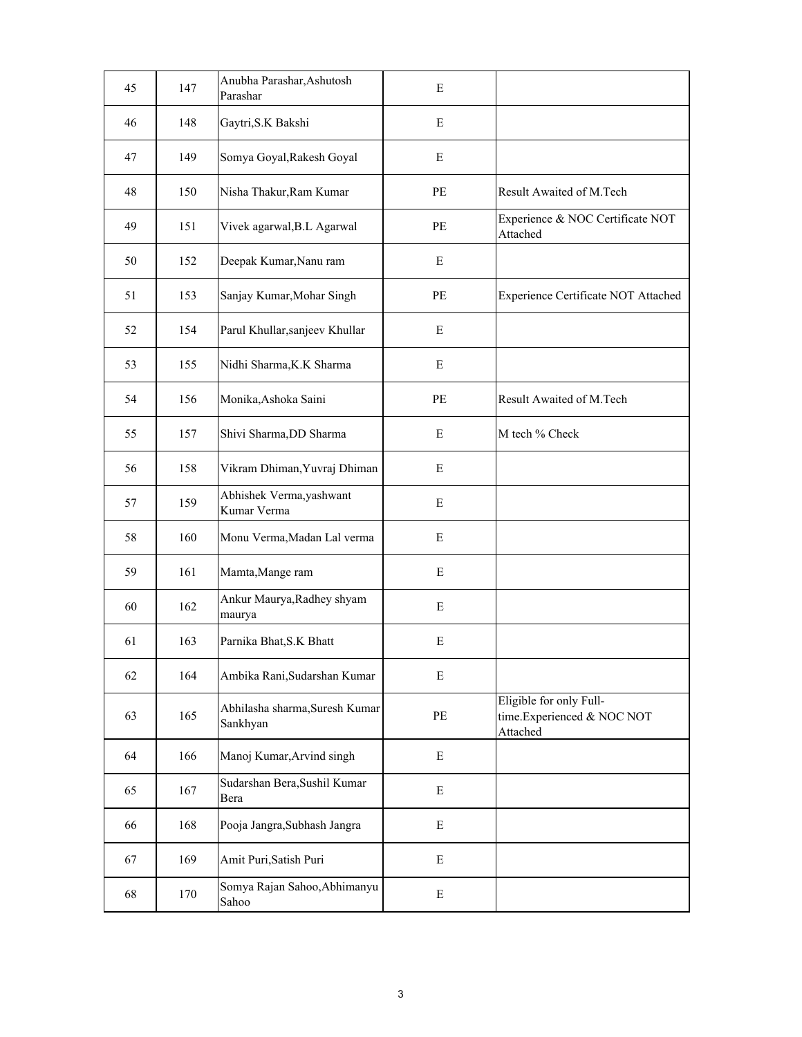| | | | | |
|---|---|---|---|---|
| 45 | 147 | Anubha Parashar,Ashutosh Parashar | E | |
| 46 | 148 | Gaytri,S.K Bakshi | E | |
| 47 | 149 | Somya Goyal,Rakesh Goyal | E | |
| 48 | 150 | Nisha Thakur,Ram Kumar | PE | Result Awaited of M.Tech |
| 49 | 151 | Vivek agarwal,B.L Agarwal | PE | Experience & NOC Certificate NOT Attached |
| 50 | 152 | Deepak Kumar,Nanu ram | E | |
| 51 | 153 | Sanjay Kumar,Mohar Singh | PE | Experience Certificate NOT Attached |
| 52 | 154 | Parul Khullar,sanjeev Khullar | E | |
| 53 | 155 | Nidhi Sharma,K.K Sharma | E | |
| 54 | 156 | Monika,Ashoka Saini | PE | Result Awaited of M.Tech |
| 55 | 157 | Shivi Sharma,DD Sharma | E | M tech % Check |
| 56 | 158 | Vikram Dhiman,Yuvraj Dhiman | E | |
| 57 | 159 | Abhishek Verma,yashwant Kumar Verma | E | |
| 58 | 160 | Monu Verma,Madan Lal verma | E | |
| 59 | 161 | Mamta,Mange ram | E | |
| 60 | 162 | Ankur Maurya,Radhey shyam maurya | E | |
| 61 | 163 | Parnika Bhat,S.K Bhatt | E | |
| 62 | 164 | Ambika Rani,Sudarshan Kumar | E | |
| 63 | 165 | Abhilasha sharma,Suresh Kumar Sankhyan | PE | Eligible for only Full-time.Experienced & NOC NOT Attached |
| 64 | 166 | Manoj Kumar,Arvind singh | E | |
| 65 | 167 | Sudarshan Bera,Sushil Kumar Bera | E | |
| 66 | 168 | Pooja Jangra,Subhash Jangra | E | |
| 67 | 169 | Amit Puri,Satish Puri | E | |
| 68 | 170 | Somya Rajan Sahoo,Abhimanyu Sahoo | E | |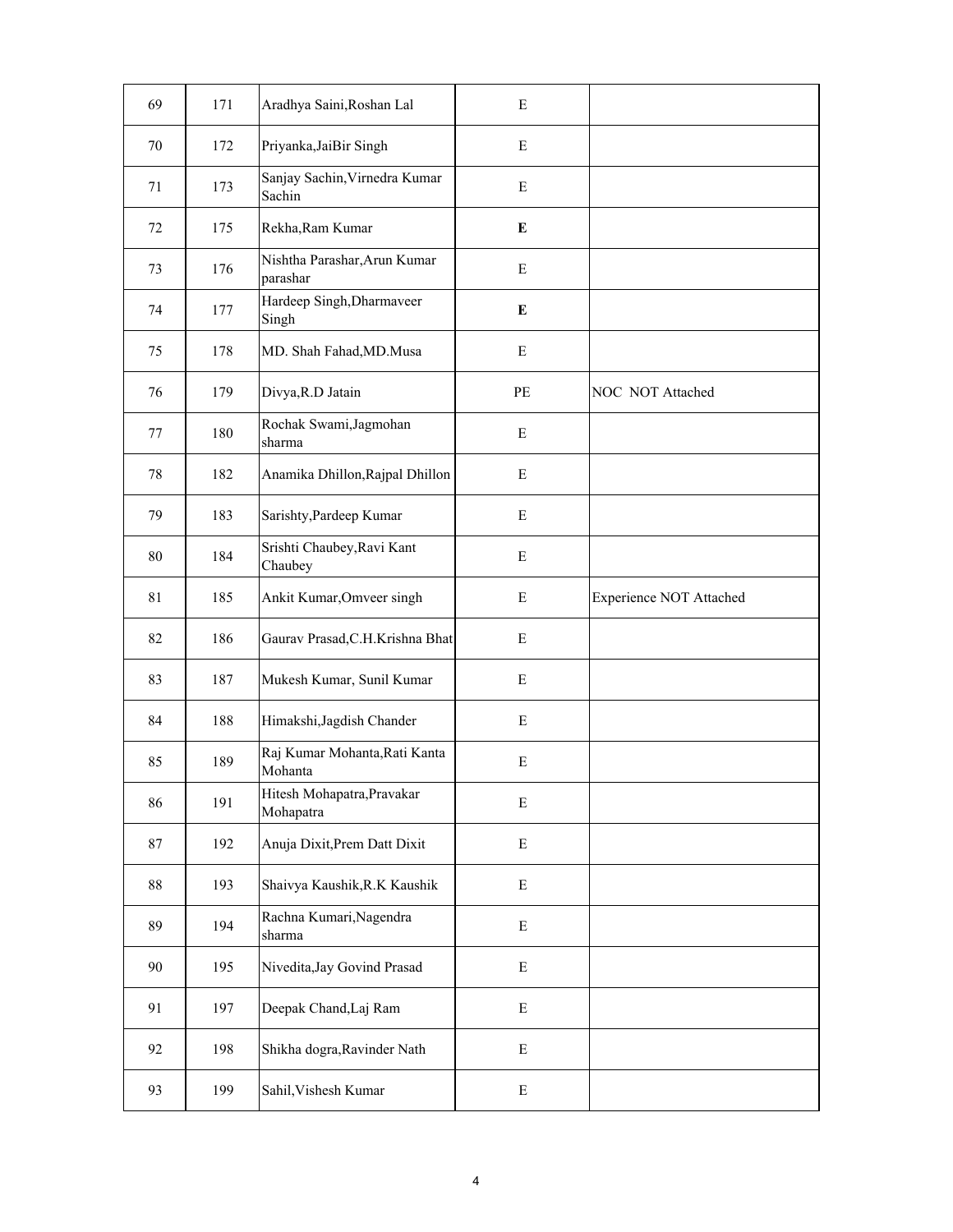| | | | | |
|---|---|---|---|---|
| 69 | 171 | Aradhya Saini,Roshan Lal | E | |
| 70 | 172 | Priyanka,JaiBir Singh | E | |
| 71 | 173 | Sanjay Sachin,Virnedra Kumar Sachin | E | |
| 72 | 175 | Rekha,Ram Kumar | **E** | |
| 73 | 176 | Nishtha Parashar,Arun Kumar parashar | E | |
| 74 | 177 | Hardeep Singh,Dharmaveer Singh | **E** | |
| 75 | 178 | MD. Shah Fahad,MD.Musa | E | |
| 76 | 179 | Divya,R.D Jatain | PE | NOC NOT Attached |
| 77 | 180 | Rochak Swami,Jagmohan sharma | E | |
| 78 | 182 | Anamika Dhillon,Rajpal Dhillon | E | |
| 79 | 183 | Sarishty,Pardeep Kumar | E | |
| 80 | 184 | Srishti Chaubey,Ravi Kant Chaubey | E | |
| 81 | 185 | Ankit Kumar,Omveer singh | E | Experience NOT Attached |
| 82 | 186 | Gaurav Prasad,C.H.Krishna Bhat | E | |
| 83 | 187 | Mukesh Kumar, Sunil Kumar | E | |
| 84 | 188 | Himakshi,Jagdish Chander | E | |
| 85 | 189 | Raj Kumar Mohanta,Rati Kanta Mohanta | E | |
| 86 | 191 | Hitesh Mohapatra,Pravakar Mohapatra | E | |
| 87 | 192 | Anuja Dixit,Prem Datt Dixit | E | |
| 88 | 193 | Shaivya Kaushik,R.K Kaushik | E | |
| 89 | 194 | Rachna Kumari,Nagendra sharma | E | |
| 90 | 195 | Nivedita,Jay Govind Prasad | E | |
| 91 | 197 | Deepak Chand,Laj Ram | E | |
| 92 | 198 | Shikha dogra,Ravinder Nath | E | |
| 93 | 199 | Sahil,Vishesh Kumar | E | |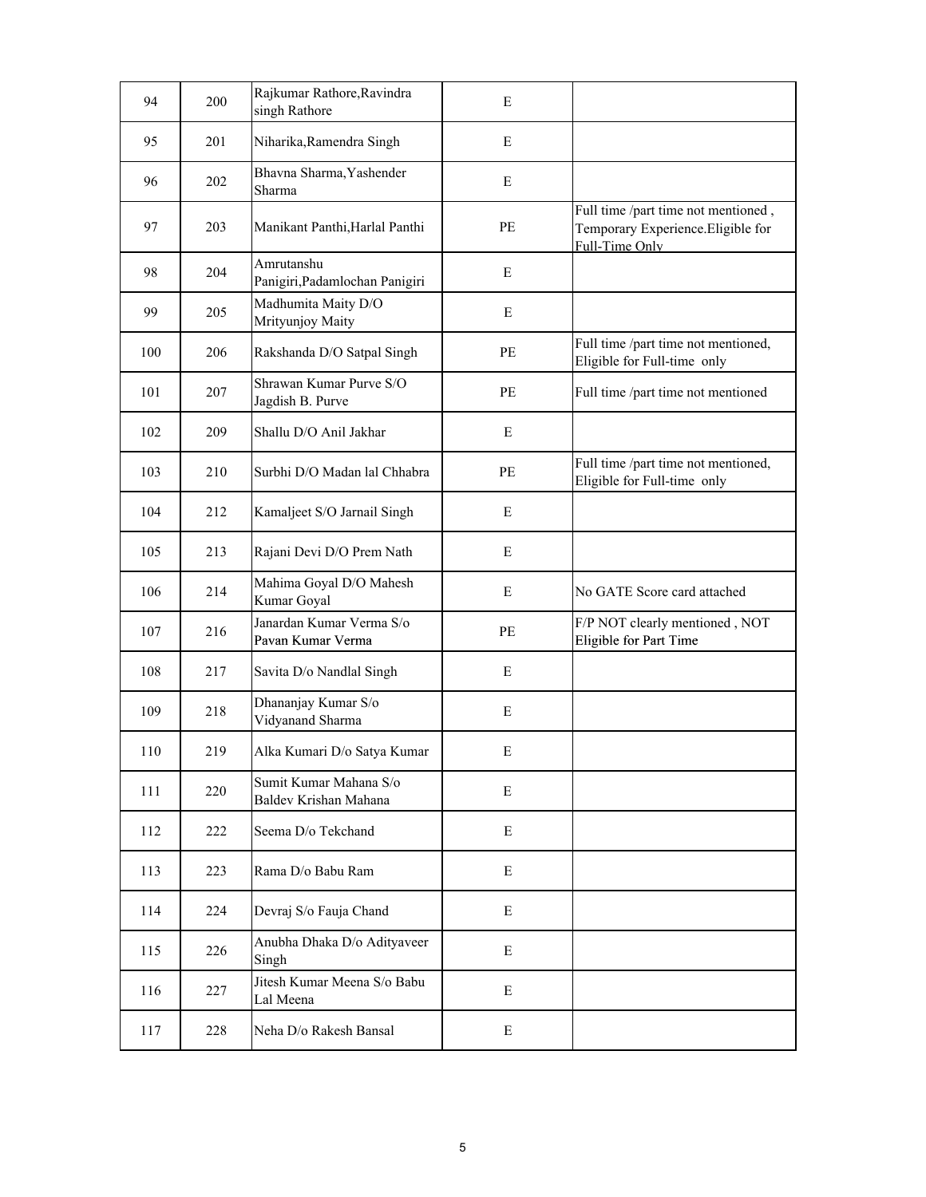| 94 | 200 | Rajkumar Rathore,Ravindra singh Rathore | E | |
|---|---|---|---|---|
| 95 | 201 | Niharika,Ramendra Singh | E | |
| 96 | 202 | Bhavna Sharma,Yashender Sharma | E | |
| 97 | 203 | Manikant Panthi,Harlal Panthi | PE | Full time /part time not mentioned , Temporary Experience.Eligible for Full-Time Only |
| 98 | 204 | Amrutanshu Panigiri,Padamlochan Panigiri | E | |
| 99 | 205 | Madhumita Maity D/O Mrityunjoy Maity | E | |
| 100 | 206 | Rakshanda D/O Satpal Singh | PE | Full time /part time not mentioned, Eligible for Full-time only |
| 101 | 207 | Shrawan Kumar Purve S/O Jagdish B. Purve | PE | Full time /part time not mentioned |
| 102 | 209 | Shallu D/O Anil Jakhar | E | |
| 103 | 210 | Surbhi D/O Madan lal Chhabra | PE | Full time /part time not mentioned, Eligible for Full-time only |
| 104 | 212 | Kamaljeet S/O Jarnail Singh | E | |
| 105 | 213 | Rajani Devi D/O Prem Nath | E | |
| 106 | 214 | Mahima Goyal D/O Mahesh Kumar Goyal | E | No GATE Score card attached |
| 107 | 216 | Janardan Kumar Verma S/o Pavan Kumar Verma | PE | F/P NOT clearly mentioned , NOT Eligible for Part Time |
| 108 | 217 | Savita D/o Nandlal Singh | E | |
| 109 | 218 | Dhananjay Kumar S/o Vidyanand Sharma | E | |
| 110 | 219 | Alka Kumari D/o Satya Kumar | E | |
| 111 | 220 | Sumit Kumar Mahana S/o Baldev Krishan Mahana | E | |
| 112 | 222 | Seema D/o Tekchand | E | |
| 113 | 223 | Rama D/o Babu Ram | E | |
| 114 | 224 | Devraj S/o Fauja Chand | E | |
| 115 | 226 | Anubha Dhaka D/o Adityaveer Singh | E | |
| 116 | 227 | Jitesh Kumar Meena S/o Babu Lal Meena | E | |
| 117 | 228 | Neha D/o Rakesh Bansal | E | |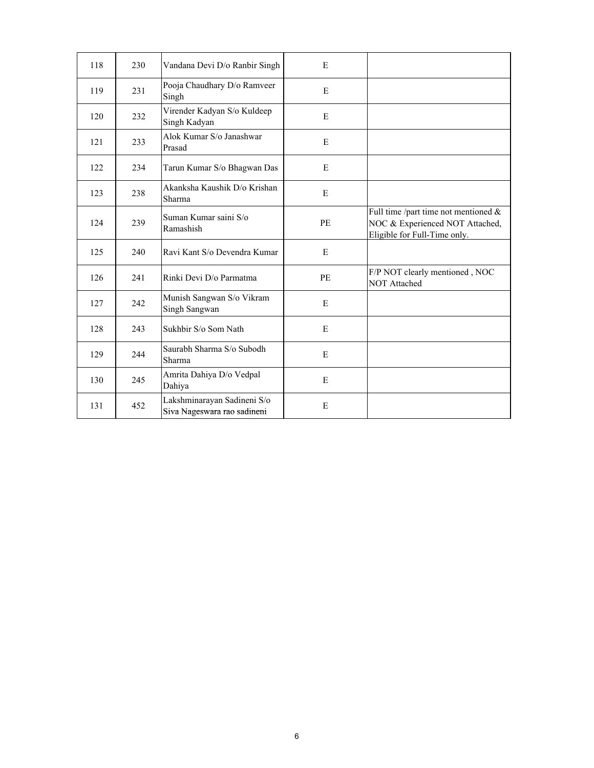| | | | | |
|---|---|---|---|---|
| 118 | 230 | Vandana Devi D/o Ranbir Singh | E | |
| 119 | 231 | Pooja Chaudhary D/o Ramveer Singh | E | |
| 120 | 232 | Virender Kadyan S/o Kuldeep Singh Kadyan | E | |
| 121 | 233 | Alok Kumar S/o Janashwar Prasad | E | |
| 122 | 234 | Tarun Kumar S/o Bhagwan Das | E | |
| 123 | 238 | Akanksha Kaushik D/o Krishan Sharma | E | |
| 124 | 239 | Suman Kumar saini S/o Ramashish | PE | Full time /part time not mentioned & NOC & Experienced NOT Attached, Eligible for Full-Time only. |
| 125 | 240 | Ravi Kant S/o Devendra Kumar | E | |
| 126 | 241 | Rinki Devi D/o Parmatma | PE | F/P NOT clearly mentioned , NOC NOT Attached |
| 127 | 242 | Munish Sangwan S/o Vikram Singh Sangwan | E | |
| 128 | 243 | Sukhbir S/o Som Nath | E | |
| 129 | 244 | Saurabh Sharma S/o Subodh Sharma | E | |
| 130 | 245 | Amrita Dahiya D/o Vedpal Dahiya | E | |
| 131 | 452 | Lakshminarayan Sadineni S/o Siva Nageswara rao sadineni | E | |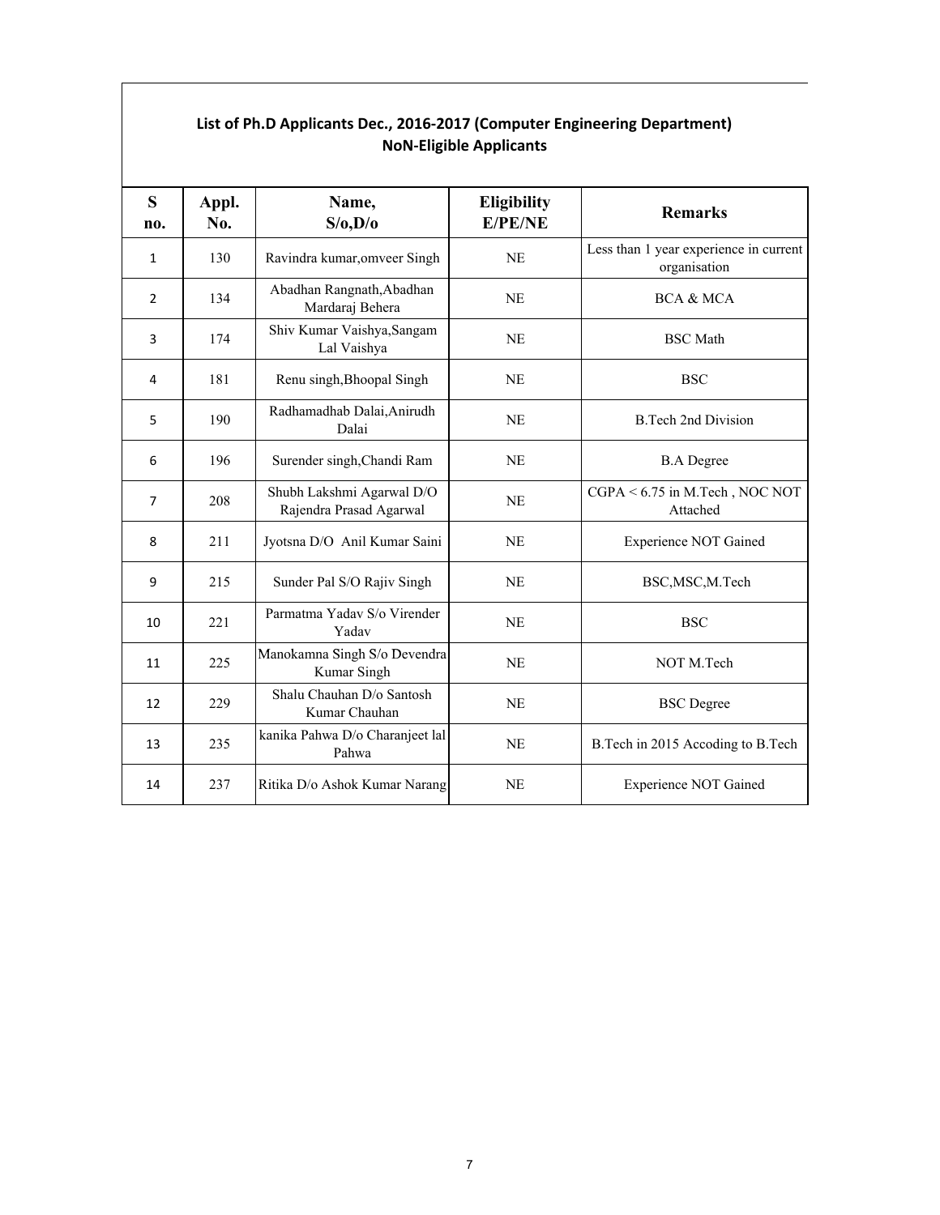**List of Ph.D Applicants Dec., 2016-2017 (Computer Engineering Department)**
**NoN-Eligible Applicants**

| S no. | Appl. No. | Name, S/o,D/o | Eligibility E/PE/NE | Remarks |
|---|---|---|---|---|
| 1 | 130 | Ravindra kumar,omveer Singh | NE | Less than 1 year experience in current organisation |
| 2 | 134 | Abadhan Rangnath,Abadhan Mardaraj Behera | NE | BCA & MCA |
| 3 | 174 | Shiv Kumar Vaishya,Sangam Lal Vaishya | NE | BSC Math |
| 4 | 181 | Renu singh,Bhoopal Singh | NE | BSC |
| 5 | 190 | Radhamadhab Dalai,Anirudh Dalai | NE | B.Tech 2nd Division |
| 6 | 196 | Surender singh,Chandi Ram | NE | B.A Degree |
| 7 | 208 | Shubh Lakshmi Agarwal D/O Rajendra Prasad Agarwal | NE | CGPA < 6.75 in M.Tech , NOC NOT Attached |
| 8 | 211 | Jyotsna D/O Anil Kumar Saini | NE | Experience NOT Gained |
| 9 | 215 | Sunder Pal S/O Rajiv Singh | NE | BSC,MSC,M.Tech |
| 10 | 221 | Parmatma Yadav S/o Virender Yadav | NE | BSC |
| 11 | 225 | Manokamna Singh S/o Devendra Kumar Singh | NE | NOT M.Tech |
| 12 | 229 | Shalu Chauhan D/o Santosh Kumar Chauhan | NE | BSC Degree |
| 13 | 235 | kanika Pahwa D/o Charanjeet lal Pahwa | NE | B.Tech in 2015 Accoding to B.Tech |
| 14 | 237 | Ritika D/o Ashok Kumar Narang | NE | Experience NOT Gained |